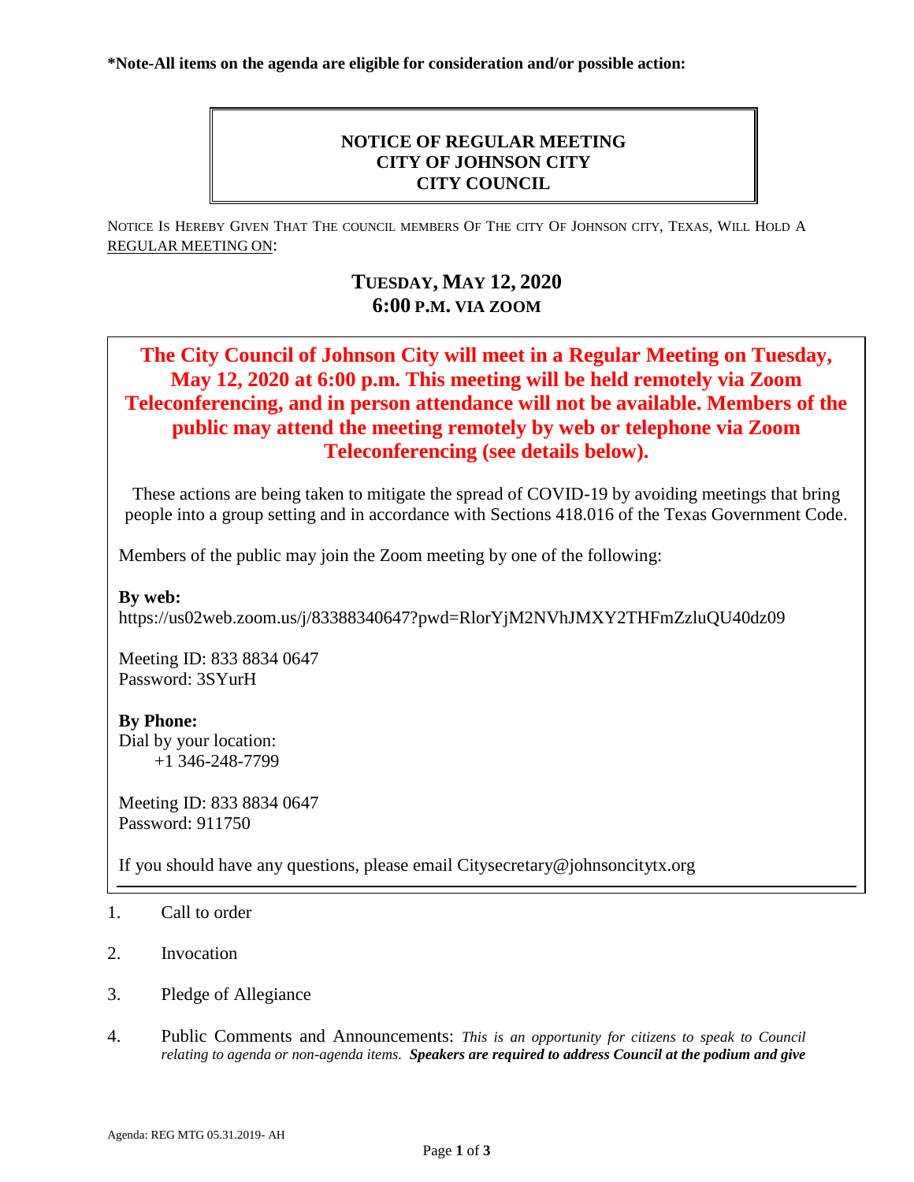**\*Note-All items on the agenda are eligible for consideration and/or possible action:**

# NOTICE OF REGULAR MEETING
# CITY OF JOHNSON CITY
# CITY COUNCIL

NOTICE IS HEREBY GIVEN THAT THE COUNCIL MEMBERS OF THE CITY OF JOHNSON CITY, TEXAS, WILL HOLD A REGULAR MEETING ON:

## TUESDAY, MAY 12, 2020
## 6:00 P.M. VIA ZOOM

**The City Council of Johnson City will meet in a Regular Meeting on Tuesday, May 12, 2020 at 6:00 p.m. This meeting will be held remotely via Zoom Teleconferencing, and in person attendance will not be available. Members of the public may attend the meeting remotely by web or telephone via Zoom Teleconferencing (see details below).**

These actions are being taken to mitigate the spread of COVID-19 by avoiding meetings that bring people into a group setting and in accordance with Sections 418.016 of the Texas Government Code.

Members of the public may join the Zoom meeting by one of the following:

**By web:**
https://us02web.zoom.us/j/83388340647?pwd=RlorYjM2NVhJMXY2THFmZzluQU40dz09

Meeting ID: 833 8834 0647
Password: 3SYurH

**By Phone:**
Dial by your location:
+1 346-248-7799

Meeting ID: 833 8834 0647
Password: 911750

If you should have any questions, please email Citysecretary@johnsoncitytx.org

1. Call to order
2. Invocation
3. Pledge of Allegiance
4. Public Comments and Announcements: *This is an opportunity for citizens to speak to Council relating to agenda or non-agenda items.* ***Speakers are required to address Council at the podium and give***

Agenda: REG MTG 05.31.2019- AH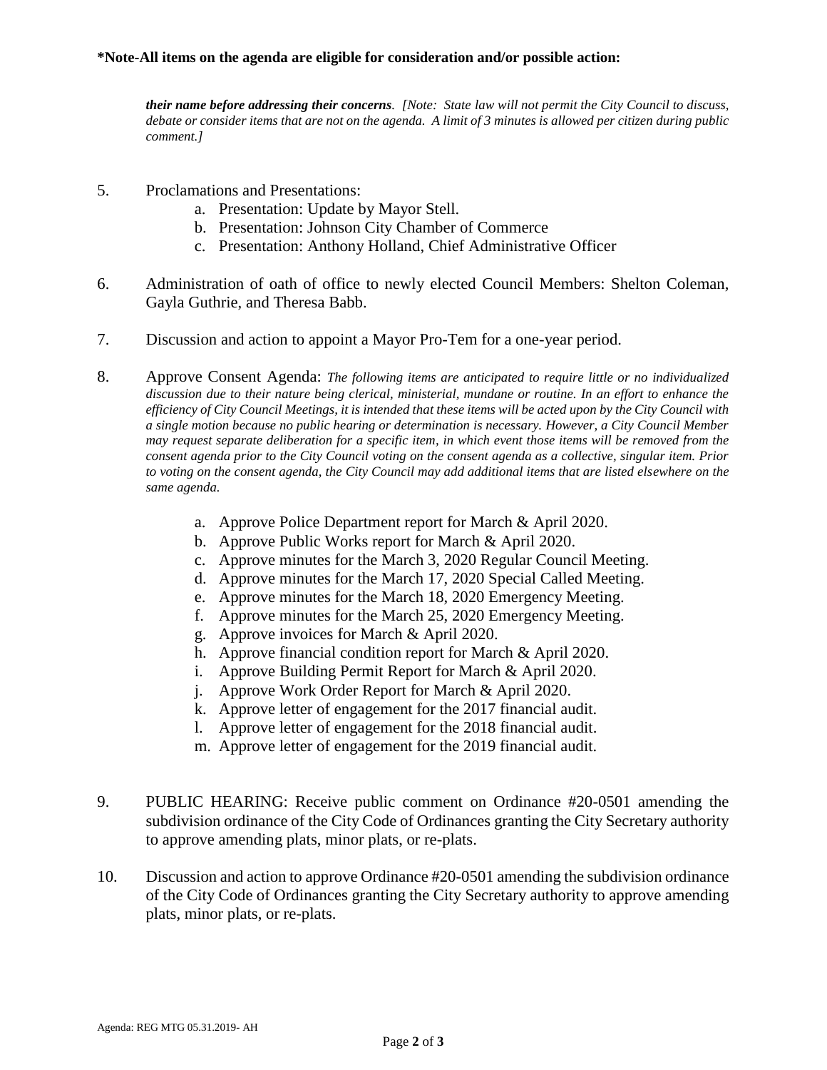**\*Note-All items on the agenda are eligible for consideration and/or possible action:**

***their name before addressing their concerns****. [Note: State law will not permit the City Council to discuss, debate or consider items that are not on the agenda. A limit of 3 minutes is allowed per citizen during public comment.]*

5. Proclamations and Presentations:
    a. Presentation: Update by Mayor Stell.
    b. Presentation: Johnson City Chamber of Commerce
    c. Presentation: Anthony Holland, Chief Administrative Officer

6. Administration of oath of office to newly elected Council Members: Shelton Coleman, Gayla Guthrie, and Theresa Babb.

7. Discussion and action to appoint a Mayor Pro-Tem for a one-year period.

8. Approve Consent Agenda: *The following items are anticipated to require little or no individualized discussion due to their nature being clerical, ministerial, mundane or routine. In an effort to enhance the efficiency of City Council Meetings, it is intended that these items will be acted upon by the City Council with a single motion because no public hearing or determination is necessary. However, a City Council Member may request separate deliberation for a specific item, in which event those items will be removed from the consent agenda prior to the City Council voting on the consent agenda as a collective, singular item. Prior to voting on the consent agenda, the City Council may add additional items that are listed elsewhere on the same agenda.*
    a. Approve Police Department report for March & April 2020.
    b. Approve Public Works report for March & April 2020.
    c. Approve minutes for the March 3, 2020 Regular Council Meeting.
    d. Approve minutes for the March 17, 2020 Special Called Meeting.
    e. Approve minutes for the March 18, 2020 Emergency Meeting.
    f. Approve minutes for the March 25, 2020 Emergency Meeting.
    g. Approve invoices for March & April 2020.
    h. Approve financial condition report for March & April 2020.
    i. Approve Building Permit Report for March & April 2020.
    j. Approve Work Order Report for March & April 2020.
    k. Approve letter of engagement for the 2017 financial audit.
    l. Approve letter of engagement for the 2018 financial audit.
    m. Approve letter of engagement for the 2019 financial audit.

9. PUBLIC HEARING: Receive public comment on Ordinance #20-0501 amending the subdivision ordinance of the City Code of Ordinances granting the City Secretary authority to approve amending plats, minor plats, or re-plats.

10. Discussion and action to approve Ordinance #20-0501 amending the subdivision ordinance of the City Code of Ordinances granting the City Secretary authority to approve amending plats, minor plats, or re-plats.

Agenda: REG MTG 05.31.2019- AH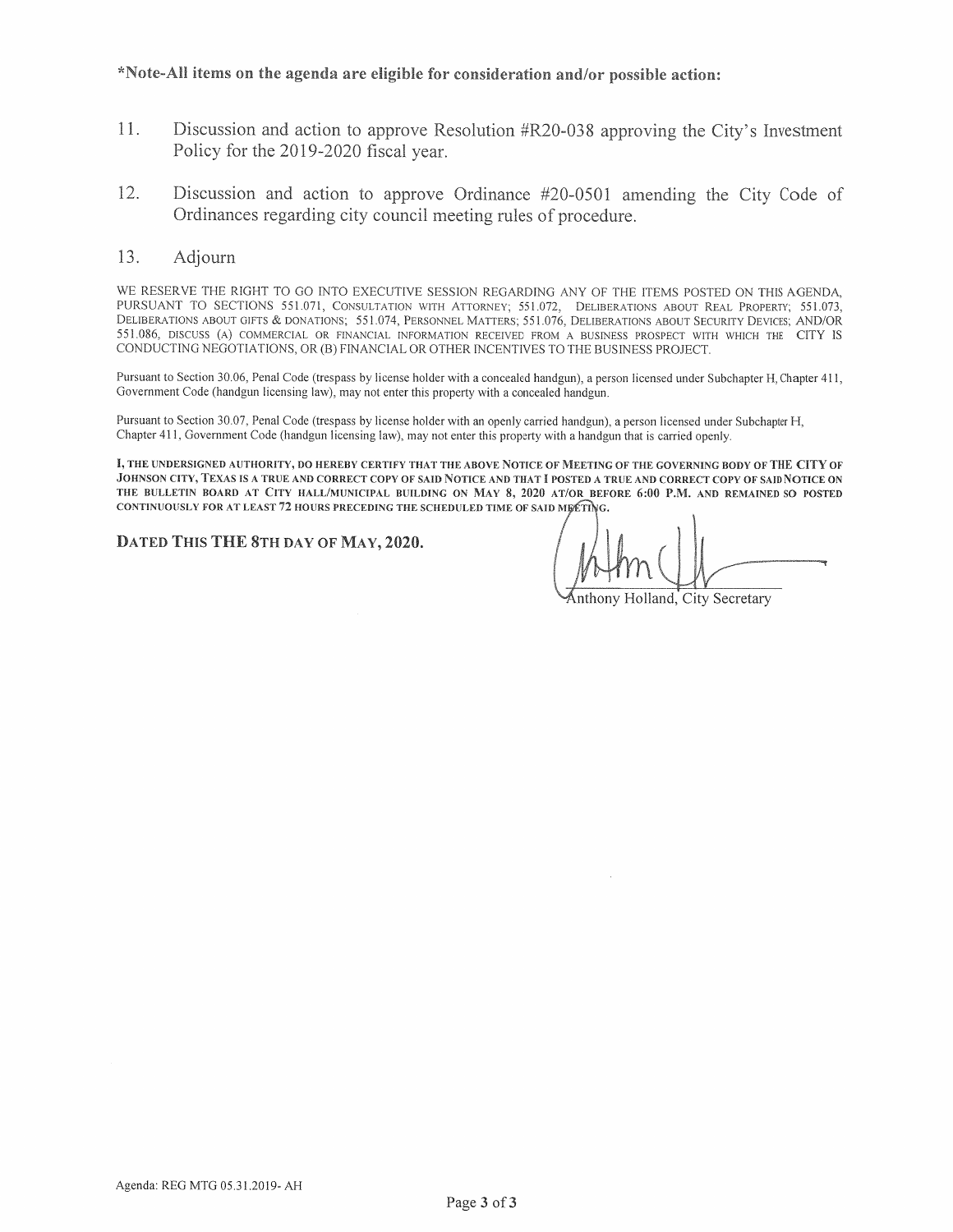**\*Note-All items on the agenda are eligible for consideration and/or possible action:**

11. Discussion and action to approve Resolution #R20-038 approving the City's Investment Policy for the 2019-2020 fiscal year.

12. Discussion and action to approve Ordinance #20-0501 amending the City Code of Ordinances regarding city council meeting rules of procedure.

13. Adjourn

WE RESERVE THE RIGHT TO GO INTO EXECUTIVE SESSION REGARDING ANY OF THE ITEMS POSTED ON THIS AGENDA, PURSUANT TO SECTIONS 551.071, CONSULTATION WITH ATTORNEY; 551.072, DELIBERATIONS ABOUT REAL PROPERTY; 551.073, DELIBERATIONS ABOUT GIFTS & DONATIONS; 551.074, PERSONNEL MATTERS; 551.076, DELIBERATIONS ABOUT SECURITY DEVICES; AND/OR 551.086, DISCUSS (A) COMMERCIAL OR FINANCIAL INFORMATION RECEIVED FROM A BUSINESS PROSPECT WITH WHICH THE CITY IS CONDUCTING NEGOTIATIONS, OR (B) FINANCIAL OR OTHER INCENTIVES TO THE BUSINESS PROJECT.

Pursuant to Section 30.06, Penal Code (trespass by license holder with a concealed handgun), a person licensed under Subchapter H, Chapter 411, Government Code (handgun licensing law), may not enter this property with a concealed handgun.

Pursuant to Section 30.07, Penal Code (trespass by license holder with an openly carried handgun), a person licensed under Subchapter H, Chapter 411, Government Code (handgun licensing law), may not enter this property with a handgun that is carried openly.

**I, THE UNDERSIGNED AUTHORITY, DO HEREBY CERTIFY THAT THE ABOVE NOTICE OF MEETING OF THE GOVERNING BODY OF THE CITY OF JOHNSON CITY, TEXAS IS A TRUE AND CORRECT COPY OF SAID NOTICE AND THAT I POSTED A TRUE AND CORRECT COPY OF SAID NOTICE ON THE BULLETIN BOARD AT CITY HALL/MUNICIPAL BUILDING ON MAY 8, 2020 AT/OR BEFORE 6:00 P.M. AND REMAINED SO POSTED CONTINUOUSLY FOR AT LEAST 72 HOURS PRECEDING THE SCHEDULED TIME OF SAID MEETING.**

**DATED THIS THE 8TH DAY OF MAY, 2020.**

Anthony Holland, City Secretary

Agenda: REG MTG 05.31.2019- AH